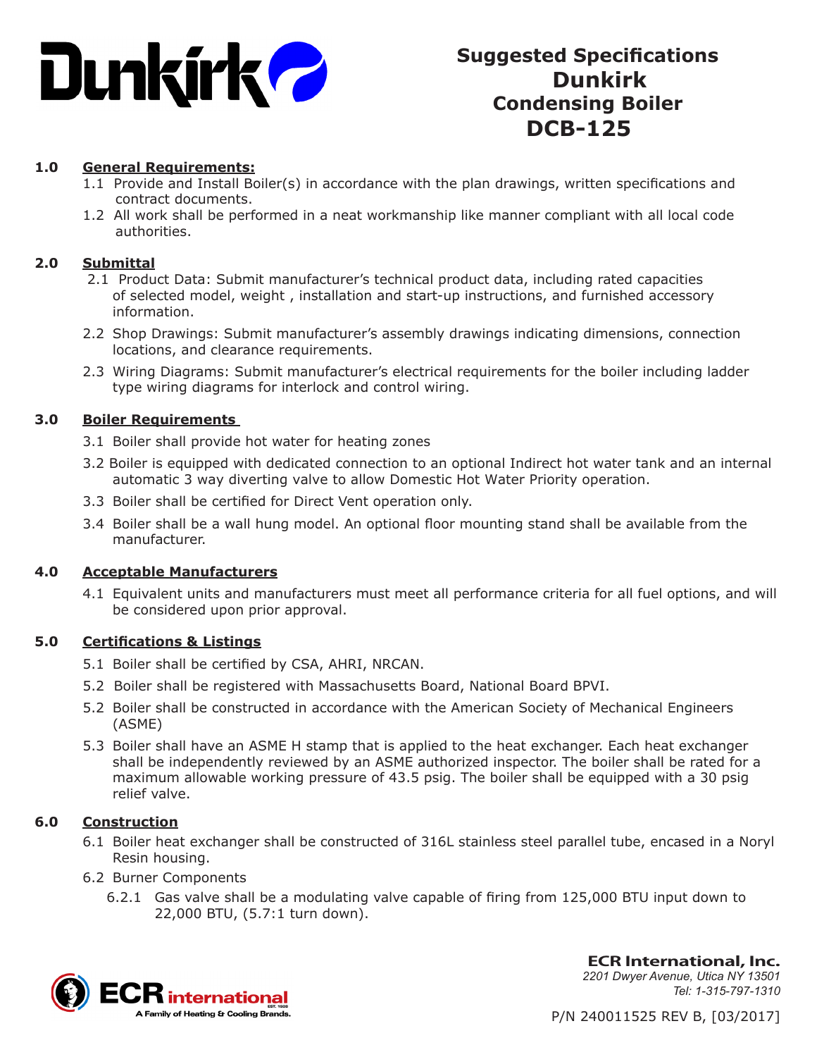# Suggested Specifications Dunkirk Condensing Boiler DCB-125

**1.0 General Requirements:**

1.1 Provide and Install Boiler(s) in accordance with the plan drawings, written specifications and contract documents.

1.2 All work shall be performed in a neat workmanship like manner compliant with all local code authorities.

**2.0 Submittal**

2.1 Product Data: Submit manufacturer's technical product data, including rated capacities of selected model, weight , installation and start-up instructions, and furnished accessory information.

2.2 Shop Drawings: Submit manufacturer's assembly drawings indicating dimensions, connection locations, and clearance requirements.

2.3 Wiring Diagrams: Submit manufacturer's electrical requirements for the boiler including ladder type wiring diagrams for interlock and control wiring.

**3.0 Boiler Requirements**

3.1 Boiler shall provide hot water for heating zones

3.2 Boiler is equipped with dedicated connection to an optional Indirect hot water tank and an internal automatic 3 way diverting valve to allow Domestic Hot Water Priority operation.

3.3 Boiler shall be certified for Direct Vent operation only.

3.4 Boiler shall be a wall hung model. An optional floor mounting stand shall be available from the manufacturer.

**4.0 Acceptable Manufacturers**

4.1 Equivalent units and manufacturers must meet all performance criteria for all fuel options, and will be considered upon prior approval.

**5.0 Certifications & Listings**

5.1 Boiler shall be certified by CSA, AHRI, NRCAN.

5.2 Boiler shall be registered with Massachusetts Board, National Board BPVI.

5.2 Boiler shall be constructed in accordance with the American Society of Mechanical Engineers (ASME)

5.3 Boiler shall have an ASME H stamp that is applied to the heat exchanger. Each heat exchanger shall be independently reviewed by an ASME authorized inspector. The boiler shall be rated for a maximum allowable working pressure of 43.5 psig. The boiler shall be equipped with a 30 psig relief valve.

**6.0 Construction**

6.1 Boiler heat exchanger shall be constructed of 316L stainless steel parallel tube, encased in a Noryl Resin housing.

6.2 Burner Components

6.2.1 Gas valve shall be a modulating valve capable of firing from 125,000 BTU input down to 22,000 BTU, (5.7:1 turn down).

**ECR International, Inc.**
*2201 Dwyer Avenue, Utica NY 13501*
*Tel: 1-315-797-1310*

P/N 240011525 REV B, [03/2017]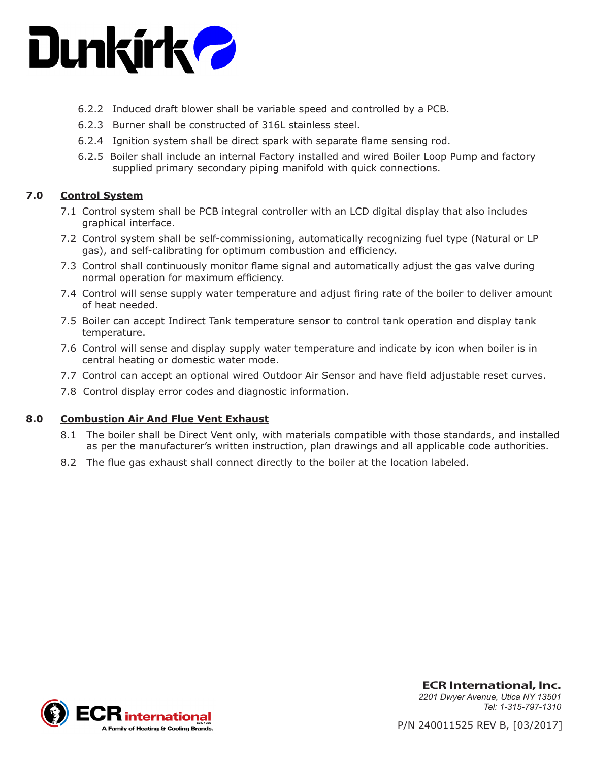6.2.2 Induced draft blower shall be variable speed and controlled by a PCB.

6.2.3 Burner shall be constructed of 316L stainless steel.

6.2.4 Ignition system shall be direct spark with separate flame sensing rod.

6.2.5 Boiler shall include an internal Factory installed and wired Boiler Loop Pump and factory supplied primary secondary piping manifold with quick connections.

## 7.0 Control System

7.1 Control system shall be PCB integral controller with an LCD digital display that also includes graphical interface.

7.2 Control system shall be self-commissioning, automatically recognizing fuel type (Natural or LP gas), and self-calibrating for optimum combustion and efficiency.

7.3 Control shall continuously monitor flame signal and automatically adjust the gas valve during normal operation for maximum efficiency.

7.4 Control will sense supply water temperature and adjust firing rate of the boiler to deliver amount of heat needed.

7.5 Boiler can accept Indirect Tank temperature sensor to control tank operation and display tank temperature.

7.6 Control will sense and display supply water temperature and indicate by icon when boiler is in central heating or domestic water mode.

7.7 Control can accept an optional wired Outdoor Air Sensor and have field adjustable reset curves.

7.8 Control display error codes and diagnostic information.

## 8.0 Combustion Air And Flue Vent Exhaust

8.1 The boiler shall be Direct Vent only, with materials compatible with those standards, and installed as per the manufacturer's written instruction, plan drawings and all applicable code authorities.

8.2 The flue gas exhaust shall connect directly to the boiler at the location labeled.

**ECR International, Inc.**
*2201 Dwyer Avenue, Utica NY 13501*
*Tel: 1-315-797-1310*

P/N 240011525 REV B, [03/2017]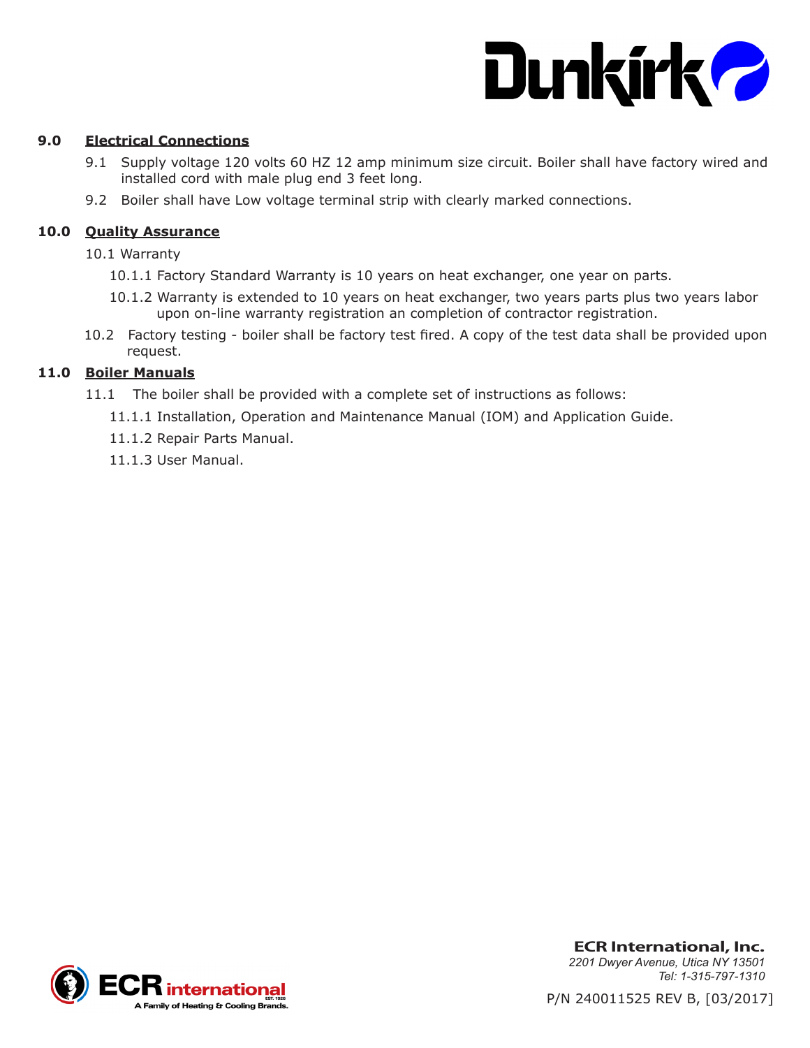## 9.0 Electrical Connections

9.1 Supply voltage 120 volts 60 HZ 12 amp minimum size circuit. Boiler shall have factory wired and installed cord with male plug end 3 feet long.

9.2 Boiler shall have Low voltage terminal strip with clearly marked connections.

## 10.0 Quality Assurance

10.1 Warranty

10.1.1 Factory Standard Warranty is 10 years on heat exchanger, one year on parts.

10.1.2 Warranty is extended to 10 years on heat exchanger, two years parts plus two years labor upon on-line warranty registration an completion of contractor registration.

10.2 Factory testing - boiler shall be factory test fired. A copy of the test data shall be provided upon request.

## 11.0 Boiler Manuals

11.1 The boiler shall be provided with a complete set of instructions as follows:

11.1.1 Installation, Operation and Maintenance Manual (IOM) and Application Guide.

11.1.2 Repair Parts Manual.

11.1.3 User Manual.

**ECR International, Inc.**
*2201 Dwyer Avenue, Utica NY 13501*
*Tel: 1-315-797-1310*

P/N 240011525 REV B, [03/2017]